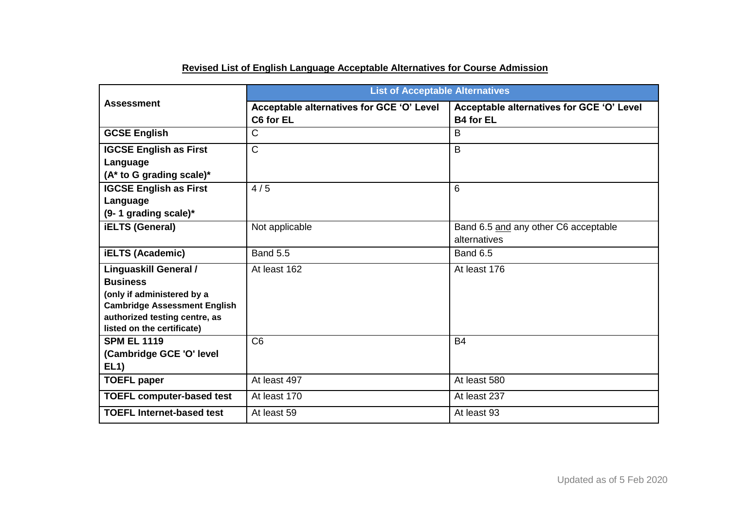**Revised List of English Language Acceptable Alternatives for Course Admission**

| Assessment | List of Acceptable Alternatives | |
|---|---|---|
| | **Acceptable alternatives for GCE 'O' Level C6 for EL** | **Acceptable alternatives for GCE 'O' Level B4 for EL** |
| **GCSE English** | C | B |
| **IGCSE English as First Language (A* to G grading scale)*** | C | B |
| **IGCSE English as First Language (9- 1 grading scale)*** | 4 / 5 | 6 |
| **iELTS (General)** | Not applicable | Band 6.5 <u>and</u> any other C6 acceptable alternatives |
| **iELTS (Academic)** | Band 5.5 | Band 6.5 |
| **Linguaskill General / Business (only if administered by a Cambridge Assessment English authorized testing centre, as listed on the certificate)** | At least 162 | At least 176 |
| **SPM EL 1119 (Cambridge GCE 'O' level EL1)** | C6 | B4 |
| **TOEFL paper** | At least 497 | At least 580 |
| **TOEFL computer-based test** | At least 170 | At least 237 |
| **TOEFL Internet-based test** | At least 59 | At least 93 |

Updated as of 5 Feb 2020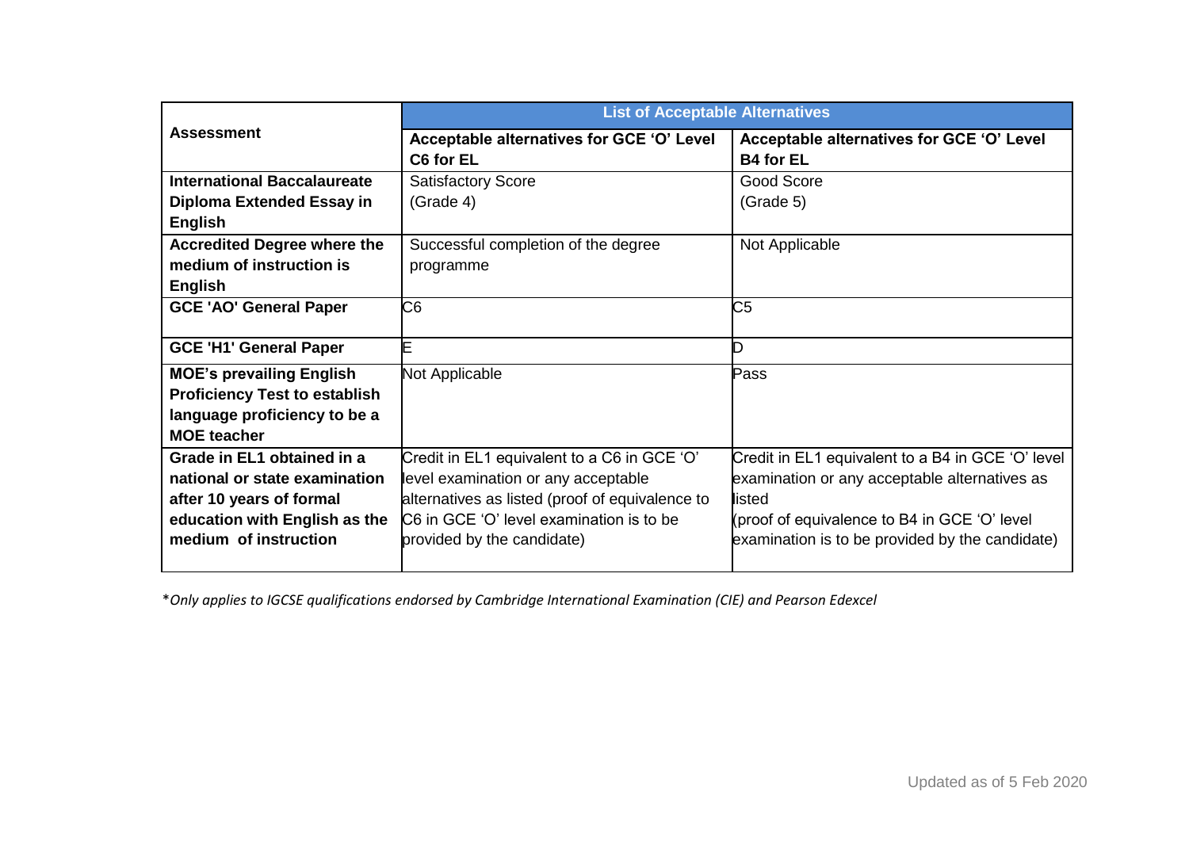| Assessment | List of Acceptable Alternatives | |
|---|---|---|
| | **Acceptable alternatives for GCE 'O' Level C6 for EL** | **Acceptable alternatives for GCE 'O' Level B4 for EL** |
| **International Baccalaureate Diploma Extended Essay in English** | Satisfactory Score (Grade 4) | Good Score (Grade 5) |
| **Accredited Degree where the medium of instruction is English** | Successful completion of the degree programme | Not Applicable |
| **GCE 'AO' General Paper** | C6 | C5 |
| **GCE 'H1' General Paper** | E | D |
| **MOE's prevailing English Proficiency Test to establish language proficiency to be a MOE teacher** | Not Applicable | Pass |
| **Grade in EL1 obtained in a national or state examination after 10 years of formal education with English as the medium of instruction** | Credit in EL1 equivalent to a C6 in GCE 'O' level examination or any acceptable alternatives as listed (proof of equivalence to C6 in GCE 'O' level examination is to be provided by the candidate) | Credit in EL1 equivalent to a B4 in GCE 'O' level examination or any acceptable alternatives as listed (proof of equivalence to B4 in GCE 'O' level examination is to be provided by the candidate) |

**Only applies to IGCSE qualifications endorsed by Cambridge International Examination (CIE) and Pearson Edexcel*

Updated as of 5 Feb 2020